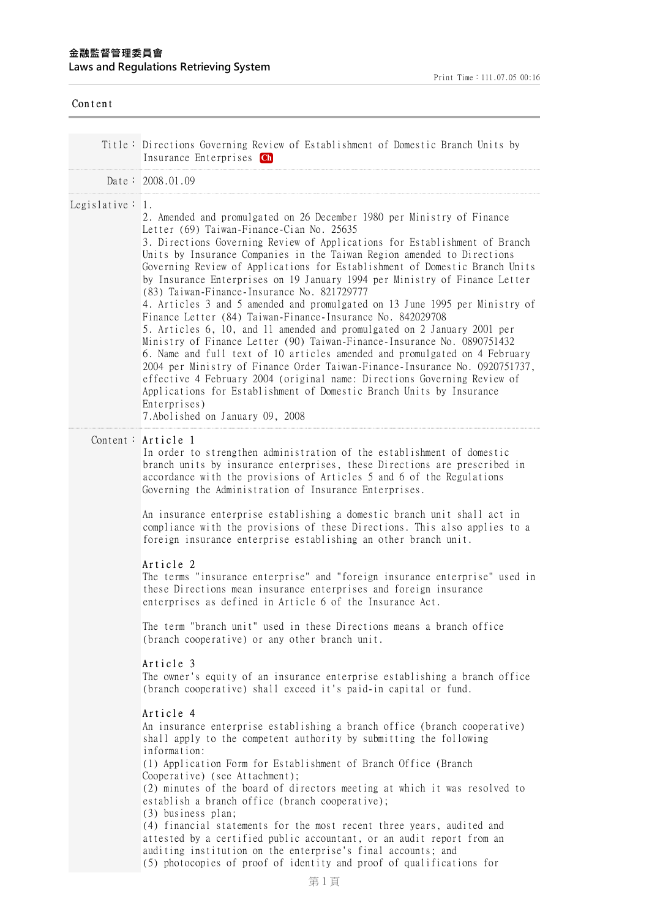# 金融監督管理委員會
## Laws and Regulations Retrieving System

Print Time：111.07.05 00:16

### Content

**Title：** Directions Governing Review of Establishment of Domestic Branch Units by Insurance Enterprises Ch

**Date：** 2008.01.09

**Legislative：**

1.
2. Amended and promulgated on 26 December 1980 per Ministry of Finance Letter (69) Taiwan-Finance-Cian No. 25635
3. Directions Governing Review of Applications for Establishment of Branch Units by Insurance Companies in the Taiwan Region amended to Directions Governing Review of Applications for Establishment of Domestic Branch Units by Insurance Enterprises on 19 January 1994 per Ministry of Finance Letter (83) Taiwan-Finance-Insurance No. 821729777
4. Articles 3 and 5 amended and promulgated on 13 June 1995 per Ministry of Finance Letter (84) Taiwan-Finance-Insurance No. 842029708
5. Articles 6, 10, and 11 amended and promulgated on 2 January 2001 per Ministry of Finance Letter (90) Taiwan-Finance-Insurance No. 0890751432
6. Name and full text of 10 articles amended and promulgated on 4 February 2004 per Ministry of Finance Order Taiwan-Finance-Insurance No. 0920751737, effective 4 February 2004 (original name: Directions Governing Review of Applications for Establishment of Domestic Branch Units by Insurance Enterprises)
7.Abolished on January 09, 2008

**Content：**

**Article 1**

In order to strengthen administration of the establishment of domestic branch units by insurance enterprises, these Directions are prescribed in accordance with the provisions of Articles 5 and 6 of the Regulations Governing the Administration of Insurance Enterprises.

An insurance enterprise establishing a domestic branch unit shall act in compliance with the provisions of these Directions. This also applies to a foreign insurance enterprise establishing an other branch unit.

**Article 2**

The terms "insurance enterprise" and "foreign insurance enterprise" used in these Directions mean insurance enterprises and foreign insurance enterprises as defined in Article 6 of the Insurance Act.

The term "branch unit" used in these Directions means a branch office (branch cooperative) or any other branch unit.

**Article 3**

The owner's equity of an insurance enterprise establishing a branch office (branch cooperative) shall exceed it's paid-in capital or fund.

**Article 4**

An insurance enterprise establishing a branch office (branch cooperative) shall apply to the competent authority by submitting the following information:

(1) Application Form for Establishment of Branch Office (Branch Cooperative) (see Attachment);
(2) minutes of the board of directors meeting at which it was resolved to establish a branch office (branch cooperative);
(3) business plan;
(4) financial statements for the most recent three years, audited and attested by a certified public accountant, or an audit report from an auditing institution on the enterprise's final accounts; and
(5) photocopies of proof of identity and proof of qualifications for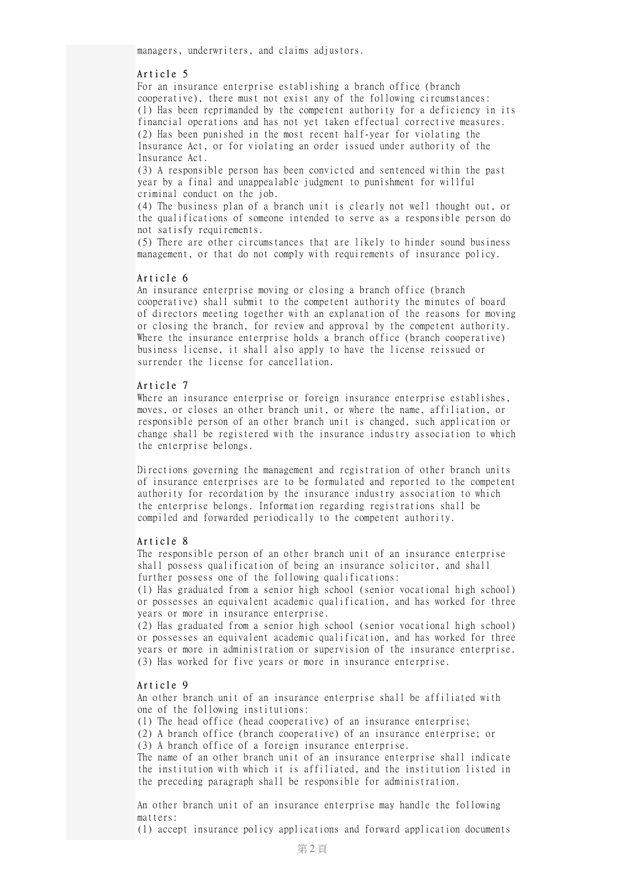managers, underwriters, and claims adjustors.

### Article 5

For an insurance enterprise establishing a branch office (branch cooperative), there must not exist any of the following circumstances:
(1) Has been reprimanded by the competent authority for a deficiency in its financial operations and has not yet taken effectual corrective measures.
(2) Has been punished in the most recent half-year for violating the Insurance Act, or for violating an order issued under authority of the Insurance Act.
(3) A responsible person has been convicted and sentenced within the past year by a final and unappealable judgment to punishment for willful criminal conduct on the job.
(4) The business plan of a branch unit is clearly not well thought out, or the qualifications of someone intended to serve as a responsible person do not satisfy requirements.
(5) There are other circumstances that are likely to hinder sound business management, or that do not comply with requirements of insurance policy.

### Article 6

An insurance enterprise moving or closing a branch office (branch cooperative) shall submit to the competent authority the minutes of board of directors meeting together with an explanation of the reasons for moving or closing the branch, for review and approval by the competent authority. Where the insurance enterprise holds a branch office (branch cooperative) business license, it shall also apply to have the license reissued or surrender the license for cancellation.

### Article 7

Where an insurance enterprise or foreign insurance enterprise establishes, moves, or closes an other branch unit, or where the name, affiliation, or responsible person of an other branch unit is changed, such application or change shall be registered with the insurance industry association to which the enterprise belongs.

Directions governing the management and registration of other branch units of insurance enterprises are to be formulated and reported to the competent authority for recordation by the insurance industry association to which the enterprise belongs. Information regarding registrations shall be compiled and forwarded periodically to the competent authority.

### Article 8

The responsible person of an other branch unit of an insurance enterprise shall possess qualification of being an insurance solicitor, and shall further possess one of the following qualifications:
(1) Has graduated from a senior high school (senior vocational high school) or possesses an equivalent academic qualification, and has worked for three years or more in insurance enterprise.
(2) Has graduated from a senior high school (senior vocational high school) or possesses an equivalent academic qualification, and has worked for three years or more in administration or supervision of the insurance enterprise.
(3) Has worked for five years or more in insurance enterprise.

### Article 9

An other branch unit of an insurance enterprise shall be affiliated with one of the following institutions:
(1) The head office (head cooperative) of an insurance enterprise;
(2) A branch office (branch cooperative) of an insurance enterprise; or
(3) A branch office of a foreign insurance enterprise.
The name of an other branch unit of an insurance enterprise shall indicate the institution with which it is affiliated, and the institution listed in the preceding paragraph shall be responsible for administration.

An other branch unit of an insurance enterprise may handle the following matters:
(1) accept insurance policy applications and forward application documents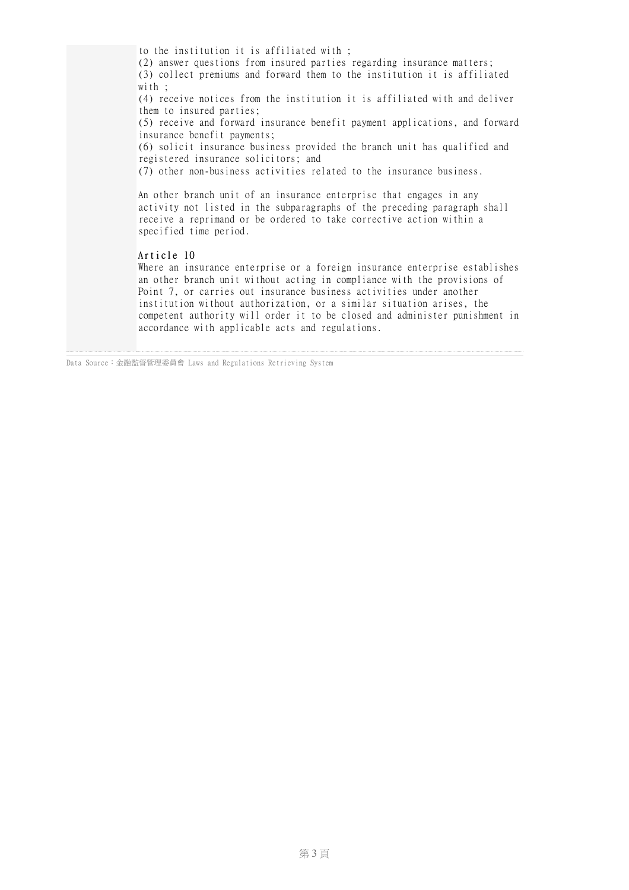to the institution it is affiliated with ;

(2) answer questions from insured parties regarding insurance matters;

(3) collect premiums and forward them to the institution it is affiliated with ;

(4) receive notices from the institution it is affiliated with and deliver them to insured parties;

(5) receive and forward insurance benefit payment applications, and forward insurance benefit payments;

(6) solicit insurance business provided the branch unit has qualified and registered insurance solicitors; and

(7) other non-business activities related to the insurance business.

An other branch unit of an insurance enterprise that engages in any activity not listed in the subparagraphs of the preceding paragraph shall receive a reprimand or be ordered to take corrective action within a specified time period.

**Article 10**

Where an insurance enterprise or a foreign insurance enterprise establishes an other branch unit without acting in compliance with the provisions of Point 7, or carries out insurance business activities under another institution without authorization, or a similar situation arises, the competent authority will order it to be closed and administer punishment in accordance with applicable acts and regulations.

Data Source：金融監督管理委員會 Laws and Regulations Retrieving System